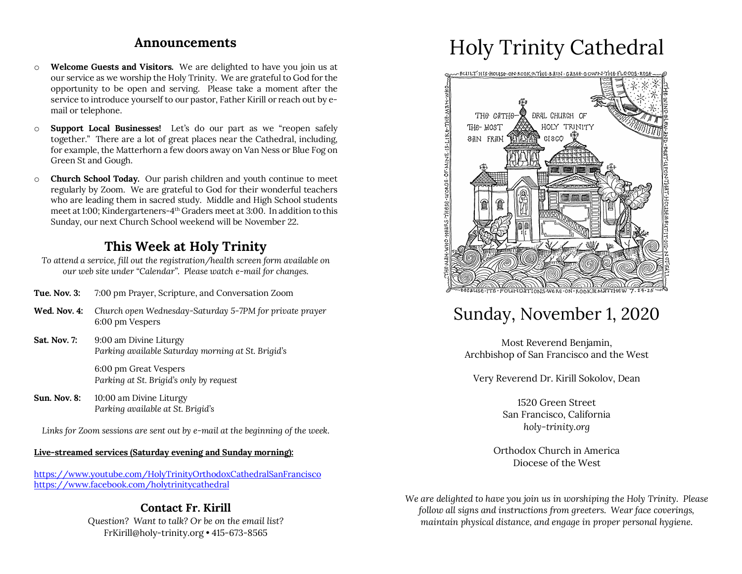## Announcements

- **Welcome Guests and Visitors.** We are delighted to have you join us at our service as we worship the Holy Trinity. We are grateful to God for the opportunity to be open and serving. Please take a moment after the service to introduce yourself to our pastor, Father Kirill or reach out by e-mail or telephone.
- **Support Local Businesses!** Let's do our part as we "reopen safely together." There are a lot of great places near the Cathedral, including, for example, the Matterhorn a few doors away on Van Ness or Blue Fog on Green St and Gough.
- **Church School Today.** Our parish children and youth continue to meet regularly by Zoom. We are grateful to God for their wonderful teachers who are leading them in sacred study. Middle and High School students meet at 1:00; Kindergarteners-4th Graders meet at 3:00. In addition to this Sunday, our next Church School weekend will be November 22.

## This Week at Holy Trinity

*To attend a service, fill out the registration/health screen form available on our web site under "Calendar". Please watch e-mail for changes.*

**Tue. Nov. 3:** 7:00 pm Prayer, Scripture, and Conversation Zoom

**Wed. Nov. 4:** *Church open Wednesday-Saturday 5-7PM for private prayer*
6:00 pm Vespers

**Sat. Nov. 7:** 9:00 am Divine Liturgy
*Parking available Saturday morning at St. Brigid's*

6:00 pm Great Vespers
*Parking at St. Brigid's only by request*

**Sun. Nov. 8:** 10:00 am Divine Liturgy
*Parking available at St. Brigid's*

*Links for Zoom sessions are sent out by e-mail at the beginning of the week.*

**Live-streamed services (Saturday evening and Sunday morning):**

https://www.youtube.com/HolyTrinityOrthodoxCathedralSanFrancisco
https://www.facebook.com/holytrinitycathedral

### Contact Fr. Kirill

*Question? Want to talk? Or be on the email list?*
FrKirill@holy-trinity.org • 415-673-8565

# Holy Trinity Cathedral

BUILT HIS HOUSE ON ROCK ※ THE RAIN CAME DOWN THE FLOODS ROSE — THE WIND BLEW AND BEAT UPON THAT HOUSE ※ BUT IT DID NOT FALL — BECAUSE ITS FOUNDATIONS WERE ON ROCK ※ MATTHEW 7:24-25 — THE MAN WHO HEARS THESE WORDS OF MINE IS LIKE THE MAN WHO

THE CATHEDRAL CHURCH OF THE MOST HOLY TRINITY SAN FRANCISCO

## Sunday, November 1, 2020

Most Reverend Benjamin,
Archbishop of San Francisco and the West

Very Reverend Dr. Kirill Sokolov, Dean

1520 Green Street
San Francisco, California
*holy-trinity.org*

Orthodox Church in America
Diocese of the West

*We are delighted to have you join us in worshiping the Holy Trinity. Please follow all signs and instructions from greeters. Wear face coverings, maintain physical distance, and engage in proper personal hygiene.*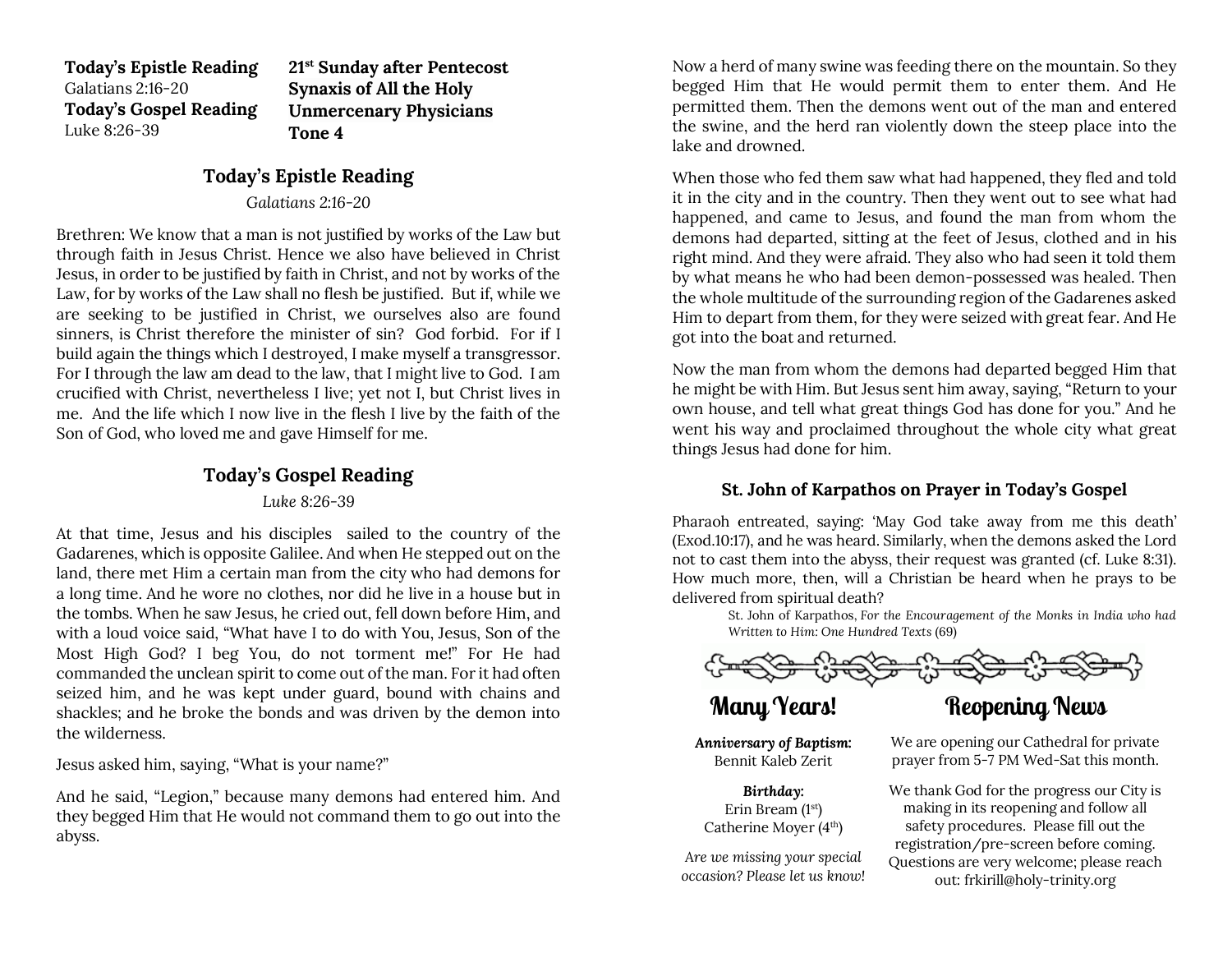**Today's Epistle Reading**
Galatians 2:16-20
**Today's Gospel Reading**
Luke 8:26-39

**21st Sunday after Pentecost**
**Synaxis of All the Holy Unmercenary Physicians**
**Tone 4**

## Today's Epistle Reading

*Galatians 2:16-20*

Brethren: We know that a man is not justified by works of the Law but through faith in Jesus Christ. Hence we also have believed in Christ Jesus, in order to be justified by faith in Christ, and not by works of the Law, for by works of the Law shall no flesh be justified. But if, while we are seeking to be justified in Christ, we ourselves also are found sinners, is Christ therefore the minister of sin? God forbid. For if I build again the things which I destroyed, I make myself a transgressor. For I through the law am dead to the law, that I might live to God. I am crucified with Christ, nevertheless I live; yet not I, but Christ lives in me. And the life which I now live in the flesh I live by the faith of the Son of God, who loved me and gave Himself for me.

## Today's Gospel Reading

*Luke 8:26-39*

At that time, Jesus and his disciples sailed to the country of the Gadarenes, which is opposite Galilee. And when He stepped out on the land, there met Him a certain man from the city who had demons for a long time. And he wore no clothes, nor did he live in a house but in the tombs. When he saw Jesus, he cried out, fell down before Him, and with a loud voice said, "What have I to do with You, Jesus, Son of the Most High God? I beg You, do not torment me!" For He had commanded the unclean spirit to come out of the man. For it had often seized him, and he was kept under guard, bound with chains and shackles; and he broke the bonds and was driven by the demon into the wilderness.

Jesus asked him, saying, "What is your name?"

And he said, "Legion," because many demons had entered him. And they begged Him that He would not command them to go out into the abyss.

Now a herd of many swine was feeding there on the mountain. So they begged Him that He would permit them to enter them. And He permitted them. Then the demons went out of the man and entered the swine, and the herd ran violently down the steep place into the lake and drowned.

When those who fed them saw what had happened, they fled and told it in the city and in the country. Then they went out to see what had happened, and came to Jesus, and found the man from whom the demons had departed, sitting at the feet of Jesus, clothed and in his right mind. And they were afraid. They also who had seen it told them by what means he who had been demon-possessed was healed. Then the whole multitude of the surrounding region of the Gadarenes asked Him to depart from them, for they were seized with great fear. And He got into the boat and returned.

Now the man from whom the demons had departed begged Him that he might be with Him. But Jesus sent him away, saying, "Return to your own house, and tell what great things God has done for you." And he went his way and proclaimed throughout the whole city what great things Jesus had done for him.

### St. John of Karpathos on Prayer in Today's Gospel

Pharaoh entreated, saying: 'May God take away from me this death' (Exod.10:17), and he was heard. Similarly, when the demons asked the Lord not to cast them into the abyss, their request was granted (cf. Luke 8:31). How much more, then, will a Christian be heard when he prays to be delivered from spiritual death?

St. John of Karpathos, *For the Encouragement of the Monks in India who had Written to Him: One Hundred Texts* (69)

## Many Years!

***Anniversary of Baptism:***
Bennit Kaleb Zerit

***Birthday:***
Erin Bream (1st)
Catherine Moyer (4th)

*Are we missing your special occasion? Please let us know!*

## Reopening News

We are opening our Cathedral for private prayer from 5-7 PM Wed-Sat this month.

We thank God for the progress our City is making in its reopening and follow all safety procedures. Please fill out the registration/pre-screen before coming. Questions are very welcome; please reach out: frkirill@holy-trinity.org